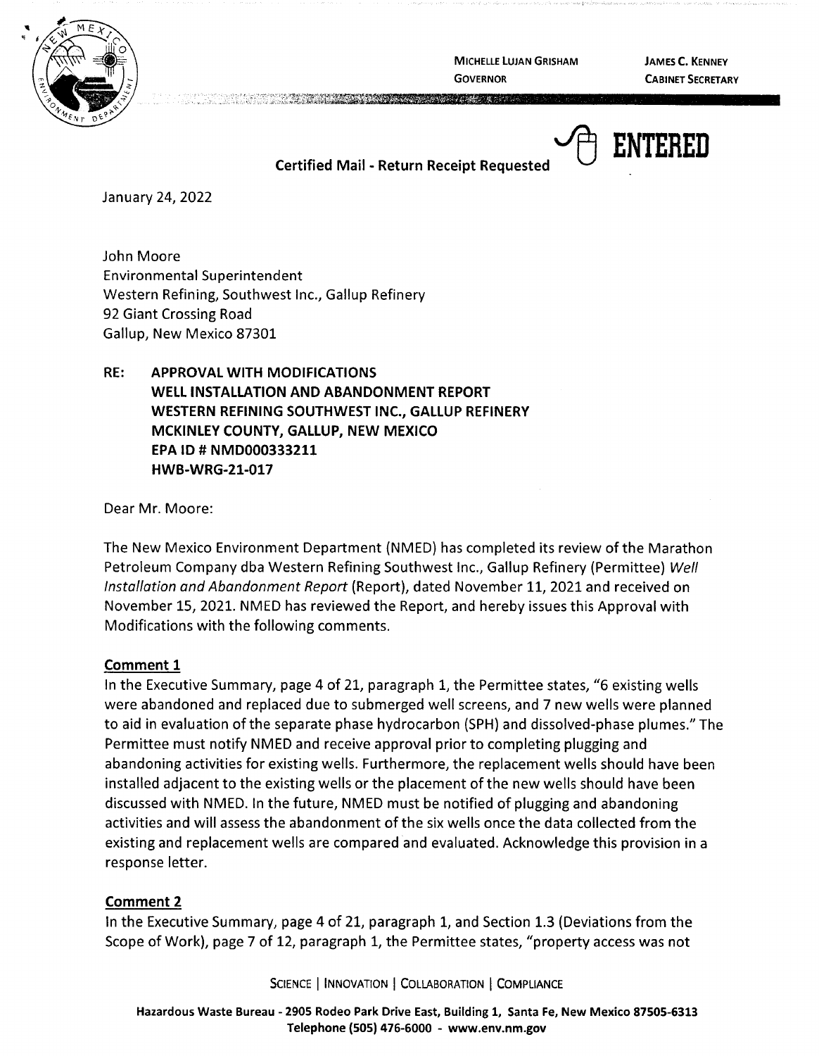MICHELLE LUJAN GRISHAM
GOVERNOR

JAMES C. KENNEY
CABINET SECRETARY

ENTERED

**Certified Mail - Return Receipt Requested**

January 24, 2022

John Moore
Environmental Superintendent
Western Refining, Southwest Inc., Gallup Refinery
92 Giant Crossing Road
Gallup, New Mexico 87301

**RE: APPROVAL WITH MODIFICATIONS**
**WELL INSTALLATION AND ABANDONMENT REPORT**
**WESTERN REFINING SOUTHWEST INC., GALLUP REFINERY**
**MCKINLEY COUNTY, GALLUP, NEW MEXICO**
**EPA ID # NMD000333211**
**HWB-WRG-21-017**

Dear Mr. Moore:

The New Mexico Environment Department (NMED) has completed its review of the Marathon Petroleum Company dba Western Refining Southwest Inc., Gallup Refinery (Permittee) *Well Installation and Abandonment Report* (Report), dated November 11, 2021 and received on November 15, 2021. NMED has reviewed the Report, and hereby issues this Approval with Modifications with the following comments.

**Comment 1**

In the Executive Summary, page 4 of 21, paragraph 1, the Permittee states, "6 existing wells were abandoned and replaced due to submerged well screens, and 7 new wells were planned to aid in evaluation of the separate phase hydrocarbon (SPH) and dissolved-phase plumes." The Permittee must notify NMED and receive approval prior to completing plugging and abandoning activities for existing wells. Furthermore, the replacement wells should have been installed adjacent to the existing wells or the placement of the new wells should have been discussed with NMED. In the future, NMED must be notified of plugging and abandoning activities and will assess the abandonment of the six wells once the data collected from the existing and replacement wells are compared and evaluated. Acknowledge this provision in a response letter.

**Comment 2**

In the Executive Summary, page 4 of 21, paragraph 1, and Section 1.3 (Deviations from the Scope of Work), page 7 of 12, paragraph 1, the Permittee states, "property access was not

SCIENCE | INNOVATION | COLLABORATION | COMPLIANCE

Hazardous Waste Bureau - 2905 Rodeo Park Drive East, Building 1, Santa Fe, New Mexico 87505-6313
Telephone (505) 476-6000 - www.env.nm.gov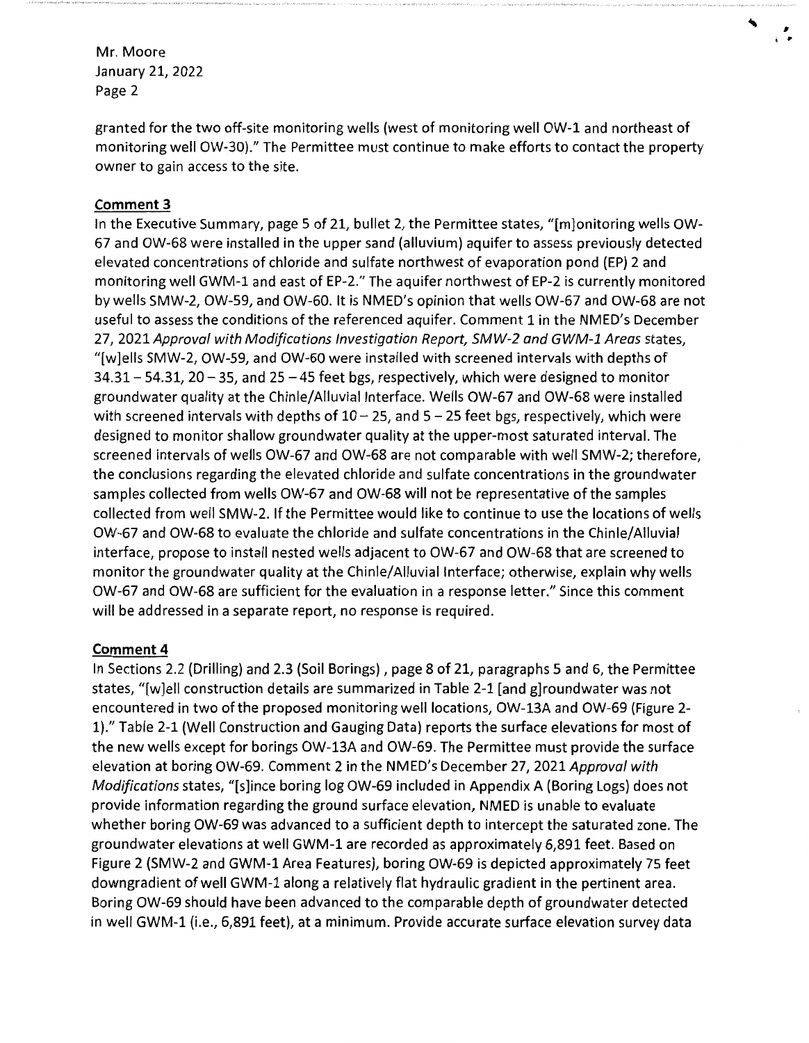granted for the two off-site monitoring wells (west of monitoring well OW-1 and northeast of monitoring well OW-30)." The Permittee must continue to make efforts to contact the property owner to gain access to the site.

**Comment 3**

In the Executive Summary, page 5 of 21, bullet 2, the Permittee states, "[m]onitoring wells OW-67 and OW-68 were installed in the upper sand (alluvium) aquifer to assess previously detected elevated concentrations of chloride and sulfate northwest of evaporation pond (EP) 2 and monitoring well GWM-1 and east of EP-2." The aquifer northwest of EP-2 is currently monitored by wells SMW-2, OW-59, and OW-60. It is NMED's opinion that wells OW-67 and OW-68 are not useful to assess the conditions of the referenced aquifer. Comment 1 in the NMED's December 27, 2021 *Approval with Modifications Investigation Report, SMW-2 and GWM-1 Areas* states, "[w]ells SMW-2, OW-59, and OW-60 were installed with screened intervals with depths of 34.31 – 54.31, 20 – 35, and 25 – 45 feet bgs, respectively, which were designed to monitor groundwater quality at the Chinle/Alluvial Interface. Wells OW-67 and OW-68 were installed with screened intervals with depths of 10 – 25, and 5 – 25 feet bgs, respectively, which were designed to monitor shallow groundwater quality at the upper-most saturated interval. The screened intervals of wells OW-67 and OW-68 are not comparable with well SMW-2; therefore, the conclusions regarding the elevated chloride and sulfate concentrations in the groundwater samples collected from wells OW-67 and OW-68 will not be representative of the samples collected from well SMW-2. If the Permittee would like to continue to use the locations of wells OW-67 and OW-68 to evaluate the chloride and sulfate concentrations in the Chinle/Alluvial interface, propose to install nested wells adjacent to OW-67 and OW-68 that are screened to monitor the groundwater quality at the Chinle/Alluvial Interface; otherwise, explain why wells OW-67 and OW-68 are sufficient for the evaluation in a response letter." Since this comment will be addressed in a separate report, no response is required.

**Comment 4**

In Sections 2.2 (Drilling) and 2.3 (Soil Borings) , page 8 of 21, paragraphs 5 and 6, the Permittee states, "[w]ell construction details are summarized in Table 2-1 [and g]roundwater was not encountered in two of the proposed monitoring well locations, OW-13A and OW-69 (Figure 2-1)." Table 2-1 (Well Construction and Gauging Data) reports the surface elevations for most of the new wells except for borings OW-13A and OW-69. The Permittee must provide the surface elevation at boring OW-69. Comment 2 in the NMED's December 27, 2021 *Approval with Modifications* states, "[s]ince boring log OW-69 included in Appendix A (Boring Logs) does not provide information regarding the ground surface elevation, NMED is unable to evaluate whether boring OW-69 was advanced to a sufficient depth to intercept the saturated zone. The groundwater elevations at well GWM-1 are recorded as approximately 6,891 feet. Based on Figure 2 (SMW-2 and GWM-1 Area Features), boring OW-69 is depicted approximately 75 feet downgradient of well GWM-1 along a relatively flat hydraulic gradient in the pertinent area. Boring OW-69 should have been advanced to the comparable depth of groundwater detected in well GWM-1 (i.e., 6,891 feet), at a minimum. Provide accurate surface elevation survey data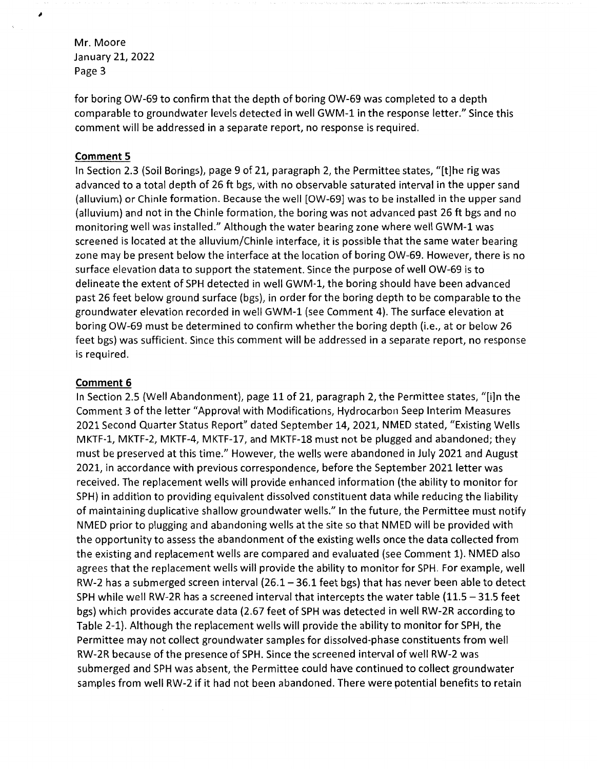for boring OW-69 to confirm that the depth of boring OW-69 was completed to a depth comparable to groundwater levels detected in well GWM-1 in the response letter." Since this comment will be addressed in a separate report, no response is required.

**Comment 5**

In Section 2.3 (Soil Borings), page 9 of 21, paragraph 2, the Permittee states, "[t]he rig was advanced to a total depth of 26 ft bgs, with no observable saturated interval in the upper sand (alluvium) or Chinle formation. Because the well [OW-69] was to be installed in the upper sand (alluvium) and not in the Chinle formation, the boring was not advanced past 26 ft bgs and no monitoring well was installed." Although the water bearing zone where well GWM-1 was screened is located at the alluvium/Chinle interface, it is possible that the same water bearing zone may be present below the interface at the location of boring OW-69. However, there is no surface elevation data to support the statement. Since the purpose of well OW-69 is to delineate the extent of SPH detected in well GWM-1, the boring should have been advanced past 26 feet below ground surface (bgs), in order for the boring depth to be comparable to the groundwater elevation recorded in well GWM-1 (see Comment 4). The surface elevation at boring OW-69 must be determined to confirm whether the boring depth (i.e., at or below 26 feet bgs) was sufficient. Since this comment will be addressed in a separate report, no response is required.

**Comment 6**

In Section 2.5 (Well Abandonment), page 11 of 21, paragraph 2, the Permittee states, "[i]n the Comment 3 of the letter "Approval with Modifications, Hydrocarbon Seep Interim Measures 2021 Second Quarter Status Report" dated September 14, 2021, NMED stated, "Existing Wells MKTF-1, MKTF-2, MKTF-4, MKTF-17, and MKTF-18 must not be plugged and abandoned; they must be preserved at this time." However, the wells were abandoned in July 2021 and August 2021, in accordance with previous correspondence, before the September 2021 letter was received. The replacement wells will provide enhanced information (the ability to monitor for SPH) in addition to providing equivalent dissolved constituent data while reducing the liability of maintaining duplicative shallow groundwater wells." In the future, the Permittee must notify NMED prior to plugging and abandoning wells at the site so that NMED will be provided with the opportunity to assess the abandonment of the existing wells once the data collected from the existing and replacement wells are compared and evaluated (see Comment 1). NMED also agrees that the replacement wells will provide the ability to monitor for SPH. For example, well RW-2 has a submerged screen interval (26.1 – 36.1 feet bgs) that has never been able to detect SPH while well RW-2R has a screened interval that intercepts the water table (11.5 – 31.5 feet bgs) which provides accurate data (2.67 feet of SPH was detected in well RW-2R according to Table 2-1). Although the replacement wells will provide the ability to monitor for SPH, the Permittee may not collect groundwater samples for dissolved-phase constituents from well RW-2R because of the presence of SPH. Since the screened interval of well RW-2 was submerged and SPH was absent, the Permittee could have continued to collect groundwater samples from well RW-2 if it had not been abandoned. There were potential benefits to retain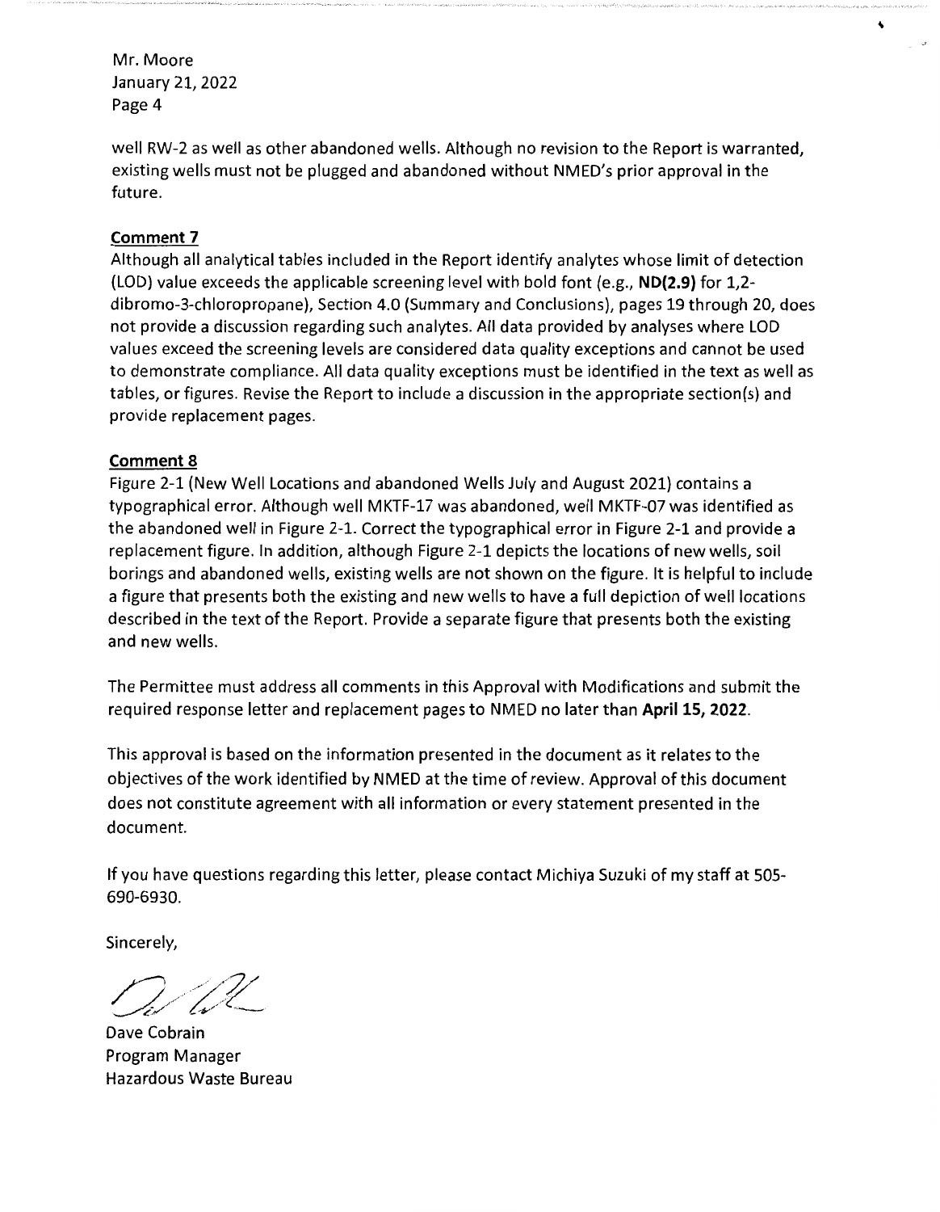well RW-2 as well as other abandoned wells. Although no revision to the Report is warranted, existing wells must not be plugged and abandoned without NMED's prior approval in the future.

**Comment 7**

Although all analytical tables included in the Report identify analytes whose limit of detection (LOD) value exceeds the applicable screening level with bold font (e.g., **ND(2.9)** for 1,2-dibromo-3-chloropropane), Section 4.0 (Summary and Conclusions), pages 19 through 20, does not provide a discussion regarding such analytes. All data provided by analyses where LOD values exceed the screening levels are considered data quality exceptions and cannot be used to demonstrate compliance. All data quality exceptions must be identified in the text as well as tables, or figures. Revise the Report to include a discussion in the appropriate section(s) and provide replacement pages.

**Comment 8**

Figure 2-1 (New Well Locations and abandoned Wells July and August 2021) contains a typographical error. Although well MKTF-17 was abandoned, well MKTF-07 was identified as the abandoned well in Figure 2-1. Correct the typographical error in Figure 2-1 and provide a replacement figure. In addition, although Figure 2-1 depicts the locations of new wells, soil borings and abandoned wells, existing wells are not shown on the figure. It is helpful to include a figure that presents both the existing and new wells to have a full depiction of well locations described in the text of the Report. Provide a separate figure that presents both the existing and new wells.

The Permittee must address all comments in this Approval with Modifications and submit the required response letter and replacement pages to NMED no later than **April 15, 2022**.

This approval is based on the information presented in the document as it relates to the objectives of the work identified by NMED at the time of review. Approval of this document does not constitute agreement with all information or every statement presented in the document.

If you have questions regarding this letter, please contact Michiya Suzuki of my staff at 505-690-6930.

Sincerely,

Dave Cobrain
Program Manager
Hazardous Waste Bureau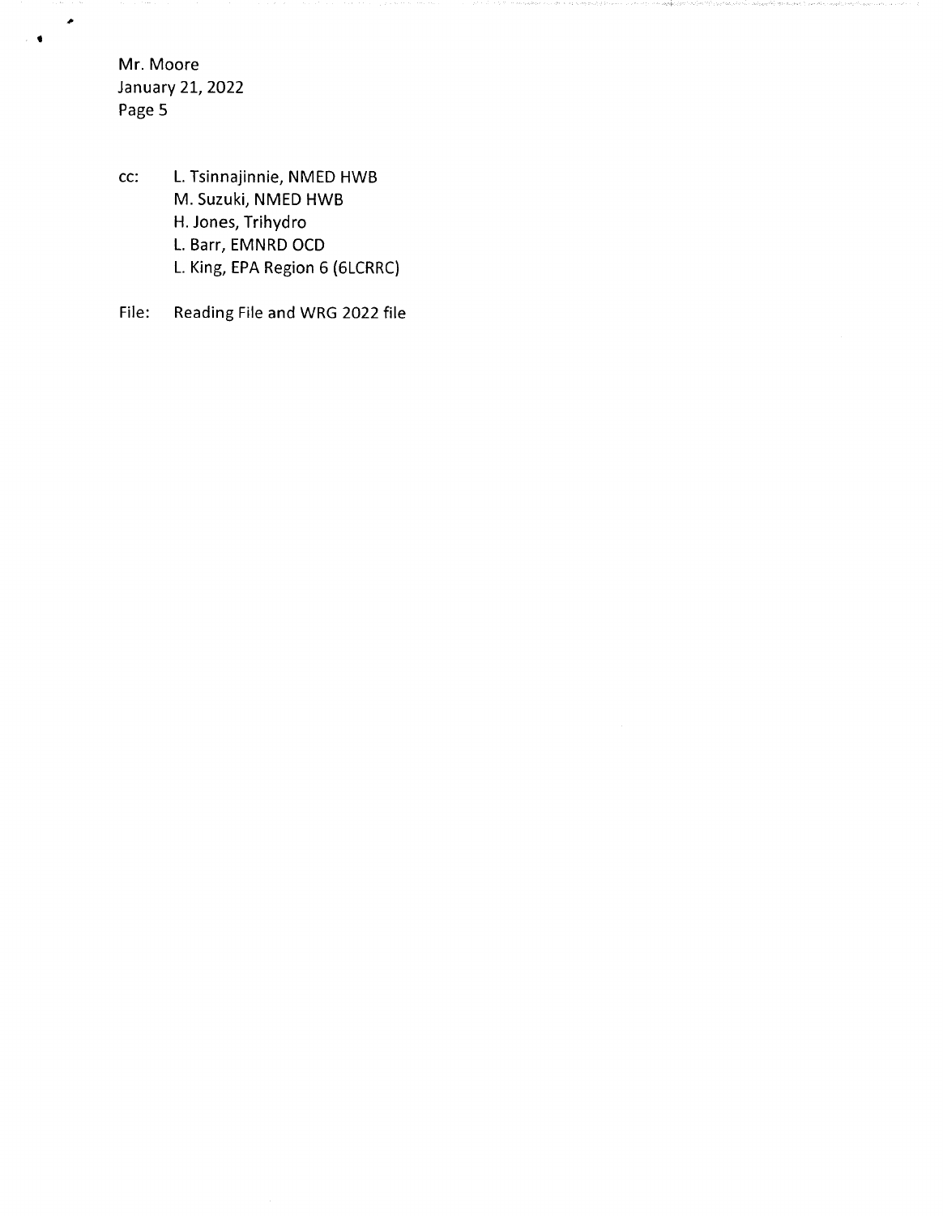cc: L. Tsinnajinnie, NMED HWB
M. Suzuki, NMED HWB
H. Jones, Trihydro
L. Barr, EMNRD OCD
L. King, EPA Region 6 (6LCRRC)

File: Reading File and WRG 2022 file